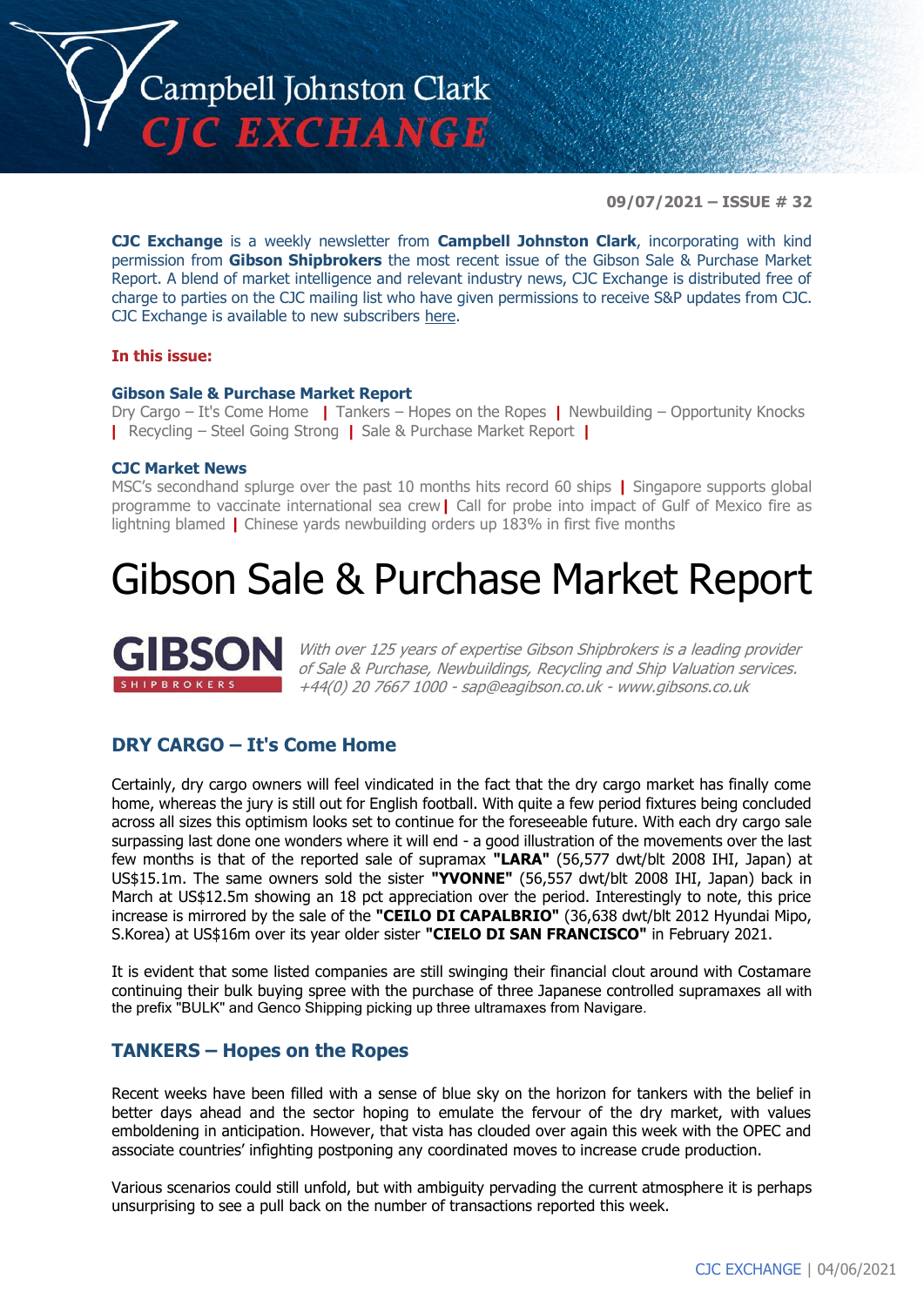09/07/2021 – ISSUE # 32

**CJC Exchange** is a weekly newsletter from **Campbell Johnston Clark**, incorporating with kind permission from **Gibson Shipbrokers** the most recent issue of the Gibson Sale & Purchase Market Report. A blend of market intelligence and relevant industry news, CJC Exchange is distributed free of charge to parties on the CJC mailing list who have given permissions to receive S&P updates from CJC. CJC Exchange is available to new subscribers here.

**In this issue:**

**Gibson Sale & Purchase Market Report**
Dry Cargo – It's Come Home | Tankers – Hopes on the Ropes | Newbuilding – Opportunity Knocks | Recycling – Steel Going Strong | Sale & Purchase Market Report |

**CJC Market News**
MSC's secondhand splurge over the past 10 months hits record 60 ships | Singapore supports global programme to vaccinate international sea crew | Call for probe into impact of Gulf of Mexico fire as lightning blamed | Chinese yards newbuilding orders up 183% in first five months

# Gibson Sale & Purchase Market Report

**GIBSON** SHIPBROKERS

*With over 125 years of expertise Gibson Shipbrokers is a leading provider of Sale & Purchase, Newbuildings, Recycling and Ship Valuation services. +44(0) 20 7667 1000 - sap@eagibson.co.uk - www.gibsons.co.uk*

## DRY CARGO – It's Come Home

Certainly, dry cargo owners will feel vindicated in the fact that the dry cargo market has finally come home, whereas the jury is still out for English football. With quite a few period fixtures being concluded across all sizes this optimism looks set to continue for the foreseeable future. With each dry cargo sale surpassing last done one wonders where it will end - a good illustration of the movements over the last few months is that of the reported sale of supramax **"LARA"** (56,577 dwt/blt 2008 IHI, Japan) at US$15.1m. The same owners sold the sister **"YVONNE"** (56,557 dwt/blt 2008 IHI, Japan) back in March at US$12.5m showing an 18 pct appreciation over the period. Interestingly to note, this price increase is mirrored by the sale of the **"CEILO DI CAPALBRIO"** (36,638 dwt/blt 2012 Hyundai Mipo, S.Korea) at US$16m over its year older sister **"CIELO DI SAN FRANCISCO"** in February 2021.

It is evident that some listed companies are still swinging their financial clout around with Costamare continuing their bulk buying spree with the purchase of three Japanese controlled supramaxes all with the prefix "BULK" and Genco Shipping picking up three ultramaxes from Navigare.

## TANKERS – Hopes on the Ropes

Recent weeks have been filled with a sense of blue sky on the horizon for tankers with the belief in better days ahead and the sector hoping to emulate the fervour of the dry market, with values emboldening in anticipation. However, that vista has clouded over again this week with the OPEC and associate countries' infighting postponing any coordinated moves to increase crude production.

Various scenarios could still unfold, but with ambiguity pervading the current atmosphere it is perhaps unsurprising to see a pull back on the number of transactions reported this week.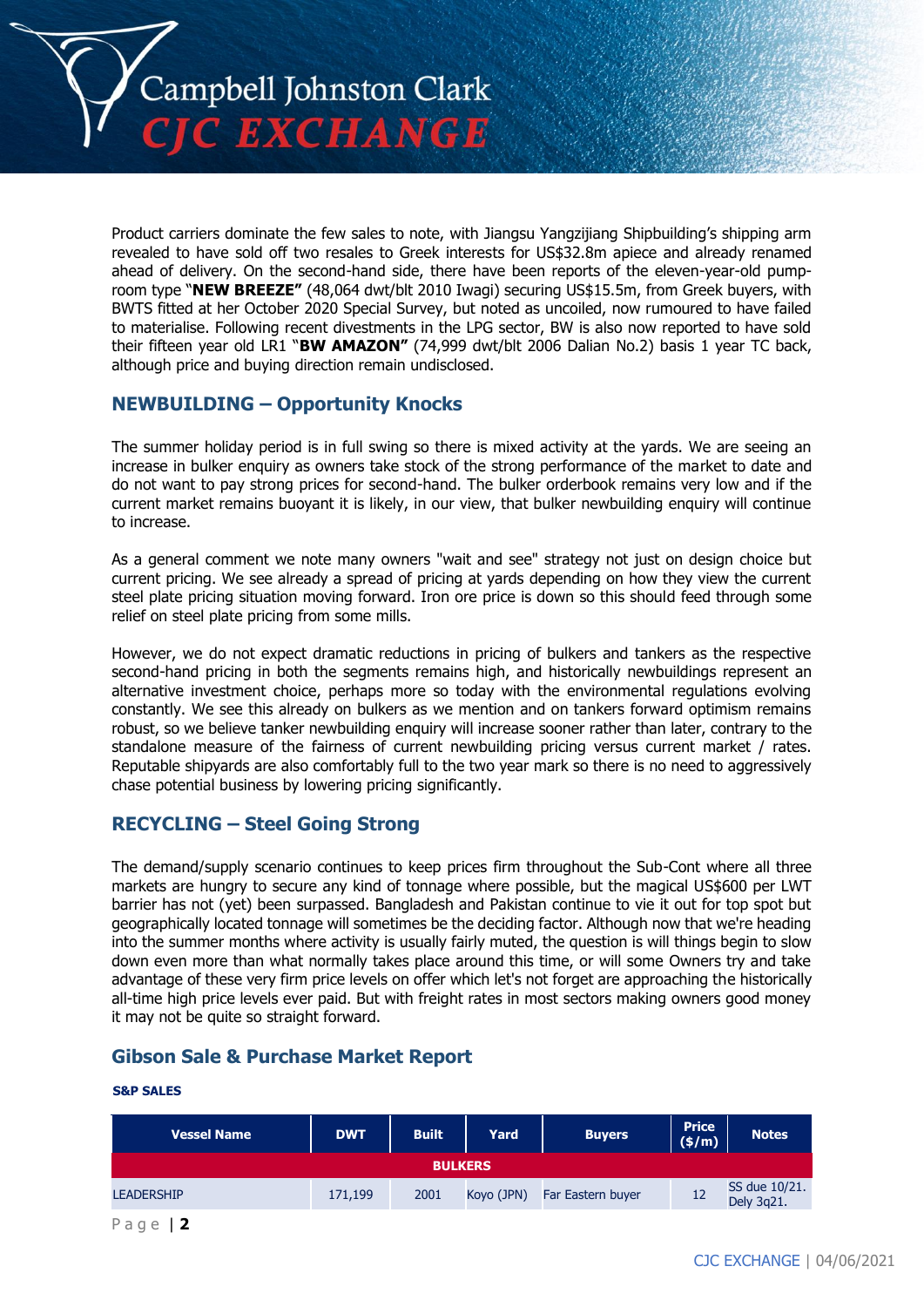Product carriers dominate the few sales to note, with Jiangsu Yangzijiang Shipbuilding's shipping arm revealed to have sold off two resales to Greek interests for US$32.8m apiece and already renamed ahead of delivery. On the second-hand side, there have been reports of the eleven-year-old pump-room type "**NEW BREEZE"** (48,064 dwt/blt 2010 Iwagi) securing US$15.5m, from Greek buyers, with BWTS fitted at her October 2020 Special Survey, but noted as uncoiled, now rumoured to have failed to materialise. Following recent divestments in the LPG sector, BW is also now reported to have sold their fifteen year old LR1 "**BW AMAZON"** (74,999 dwt/blt 2006 Dalian No.2) basis 1 year TC back, although price and buying direction remain undisclosed.

## NEWBUILDING – Opportunity Knocks

The summer holiday period is in full swing so there is mixed activity at the yards. We are seeing an increase in bulker enquiry as owners take stock of the strong performance of the market to date and do not want to pay strong prices for second-hand. The bulker orderbook remains very low and if the current market remains buoyant it is likely, in our view, that bulker newbuilding enquiry will continue to increase.

As a general comment we note many owners "wait and see" strategy not just on design choice but current pricing. We see already a spread of pricing at yards depending on how they view the current steel plate pricing situation moving forward. Iron ore price is down so this should feed through some relief on steel plate pricing from some mills.

However, we do not expect dramatic reductions in pricing of bulkers and tankers as the respective second-hand pricing in both the segments remains high, and historically newbuildings represent an alternative investment choice, perhaps more so today with the environmental regulations evolving constantly. We see this already on bulkers as we mention and on tankers forward optimism remains robust, so we believe tanker newbuilding enquiry will increase sooner rather than later, contrary to the standalone measure of the fairness of current newbuilding pricing versus current market / rates. Reputable shipyards are also comfortably full to the two year mark so there is no need to aggressively chase potential business by lowering pricing significantly.

## RECYCLING – Steel Going Strong

The demand/supply scenario continues to keep prices firm throughout the Sub-Cont where all three markets are hungry to secure any kind of tonnage where possible, but the magical US$600 per LWT barrier has not (yet) been surpassed. Bangladesh and Pakistan continue to vie it out for top spot but geographically located tonnage will sometimes be the deciding factor. Although now that we're heading into the summer months where activity is usually fairly muted, the question is will things begin to slow down even more than what normally takes place around this time, or will some Owners try and take advantage of these very firm price levels on offer which let's not forget are approaching the historically all-time high price levels ever paid. But with freight rates in most sectors making owners good money it may not be quite so straight forward.

## Gibson Sale & Purchase Market Report

**S&P SALES**

| Vessel Name | DWT | Built | Yard | Buyers | Price ($/m) | Notes |
|---|---|---|---|---|---|---|
| **BULKERS** | | | | | | |
| LEADERSHIP | 171,199 | 2001 | Koyo (JPN) | Far Eastern buyer | 12 | SS due 10/21. Dely 3q21. |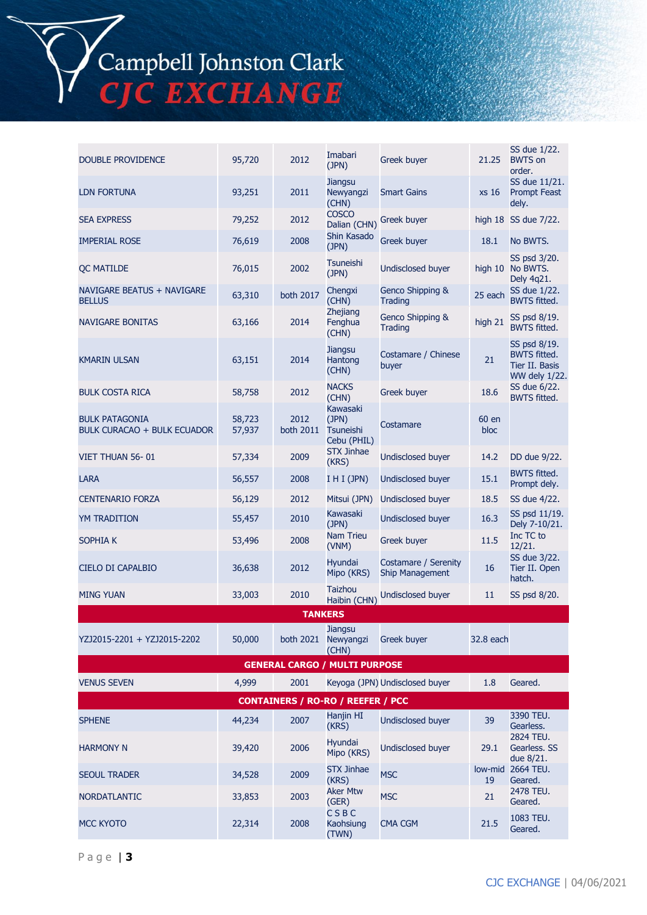| | | | | | | |
|---|---|---|---|---|---|---|
| DOUBLE PROVIDENCE | 95,720 | 2012 | Imabari (JPN) | Greek buyer | 21.25 | SS due 1/22. BWTS on order. |
| LDN FORTUNA | 93,251 | 2011 | Jiangsu Newyangzi (CHN) | Smart Gains | xs 16 | SS due 11/21. Prompt Feast dely. |
| SEA EXPRESS | 79,252 | 2012 | COSCO Dalian (CHN) | Greek buyer | high 18 | SS due 7/22. |
| IMPERIAL ROSE | 76,619 | 2008 | Shin Kasado (JPN) | Greek buyer | 18.1 | No BWTS. |
| QC MATILDE | 76,015 | 2002 | Tsuneishi (JPN) | Undisclosed buyer | high 10 | SS psd 3/20. No BWTS. Dely 4q21. |
| NAVIGARE BEATUS + NAVIGARE BELLUS | 63,310 | both 2017 | Chengxi (CHN) | Genco Shipping & Trading | 25 each | SS due 1/22. BWTS fitted. |
| NAVIGARE BONITAS | 63,166 | 2014 | Zhejiang Fenghua (CHN) | Genco Shipping & Trading | high 21 | SS psd 8/19. BWTS fitted. |
| KMARIN ULSAN | 63,151 | 2014 | Jiangsu Hantong (CHN) | Costamare / Chinese buyer | 21 | SS psd 8/19. BWTS fitted. Tier II. Basis WW dely 1/22. |
| BULK COSTA RICA | 58,758 | 2012 | NACKS (CHN) | Greek buyer | 18.6 | SS due 6/22. BWTS fitted. |
| BULK PATAGONIA<br>BULK CURACAO + BULK ECUADOR | 58,723<br>57,937 | 2012<br>both 2011 | Kawasaki (JPN)<br>Tsuneishi Cebu (PHIL) | Costamare | 60 en bloc | |
| VIET THUAN 56- 01 | 57,334 | 2009 | STX Jinhae (KRS) | Undisclosed buyer | 14.2 | DD due 9/22. |
| LARA | 56,557 | 2008 | I H I (JPN) | Undisclosed buyer | 15.1 | BWTS fitted. Prompt dely. |
| CENTENARIO FORZA | 56,129 | 2012 | Mitsui (JPN) | Undisclosed buyer | 18.5 | SS due 4/22. |
| YM TRADITION | 55,457 | 2010 | Kawasaki (JPN) | Undisclosed buyer | 16.3 | SS psd 11/19. Dely 7-10/21. |
| SOPHIA K | 53,496 | 2008 | Nam Trieu (VNM) | Greek buyer | 11.5 | Inc TC to 12/21. |
| CIELO DI CAPALBIO | 36,638 | 2012 | Hyundai Mipo (KRS) | Costamare / Serenity Ship Management | 16 | SS due 3/22. Tier II. Open hatch. |
| MING YUAN | 33,003 | 2010 | Taizhou Haibin (CHN) | Undisclosed buyer | 11 | SS psd 8/20. |
| **TANKERS** | | | | | | |
| YZJ2015-2201 + YZJ2015-2202 | 50,000 | both 2021 | Jiangsu Newyangzi (CHN) | Greek buyer | 32.8 each | |
| **GENERAL CARGO / MULTI PURPOSE** | | | | | | |
| VENUS SEVEN | 4,999 | 2001 | Keyoga (JPN) | Undisclosed buyer | 1.8 | Geared. |
| **CONTAINERS / RO-RO / REEFER / PCC** | | | | | | |
| SPHENE | 44,234 | 2007 | Hanjin HI (KRS) | Undisclosed buyer | 39 | 3390 TEU. Gearless. |
| HARMONY N | 39,420 | 2006 | Hyundai Mipo (KRS) | Undisclosed buyer | 29.1 | 2824 TEU. Gearless. SS due 8/21. |
| SEOUL TRADER | 34,528 | 2009 | STX Jinhae (KRS) | MSC | low-mid 19 | 2664 TEU. Geared. |
| NORDATLANTIC | 33,853 | 2003 | Aker Mtw (GER) | MSC | 21 | 2478 TEU. Geared. |
| MCC KYOTO | 22,314 | 2008 | C S B C Kaohsiung (TWN) | CMA CGM | 21.5 | 1083 TEU. Geared. |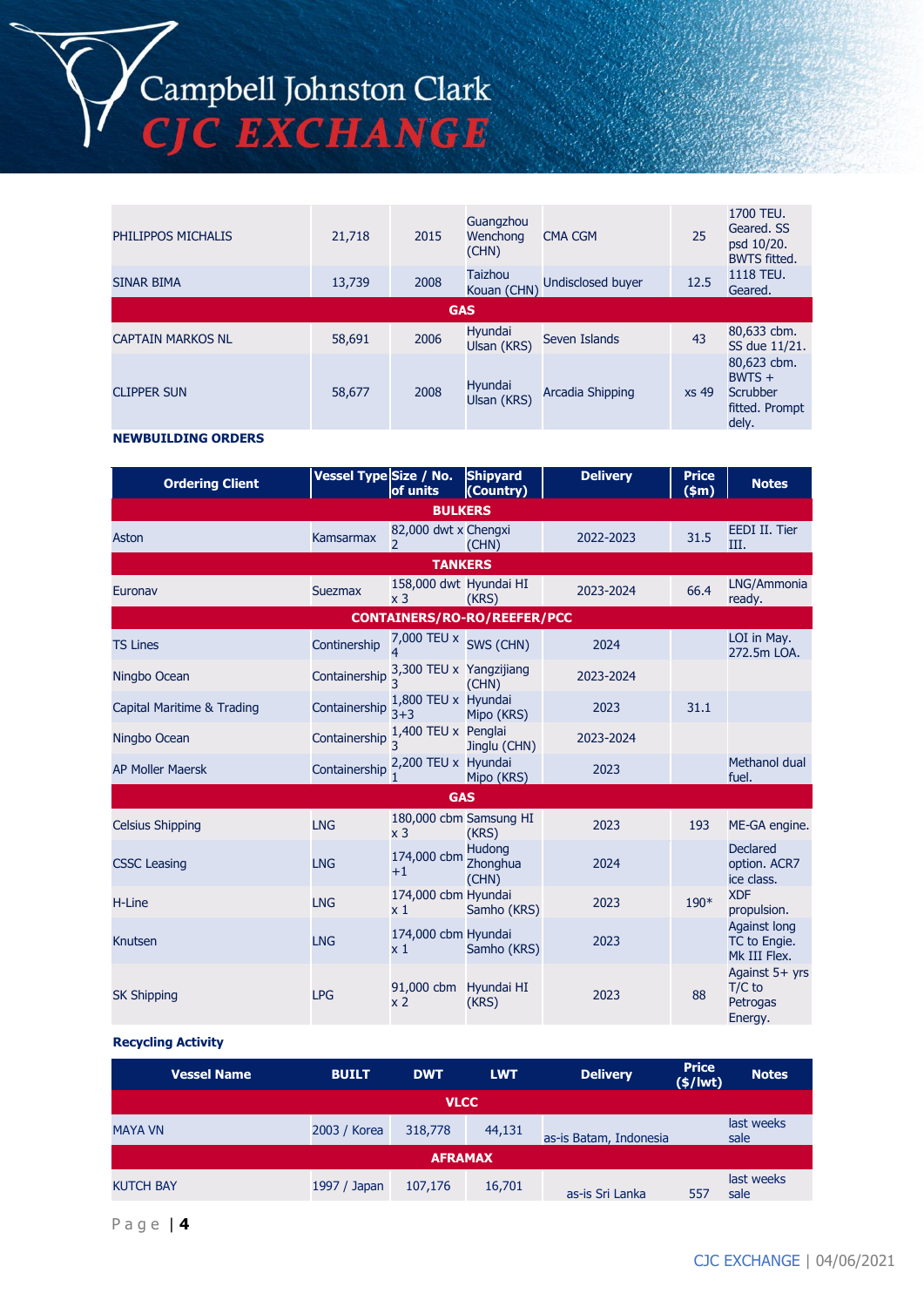| | | | | | | |
|---|---|---|---|---|---|---|
| PHILIPPOS MICHALIS | 21,718 | 2015 | Guangzhou Wenchong (CHN) | CMA CGM | 25 | 1700 TEU. Geared. SS psd 10/20. BWTS fitted. |
| SINAR BIMA | 13,739 | 2008 | Taizhou Kouan (CHN) | Undisclosed buyer | 12.5 | 1118 TEU. Geared. |
| **GAS** | | | | | | |
| CAPTAIN MARKOS NL | 58,691 | 2006 | Hyundai Ulsan (KRS) | Seven Islands | 43 | 80,633 cbm. SS due 11/21. |
| CLIPPER SUN | 58,677 | 2008 | Hyundai Ulsan (KRS) | Arcadia Shipping | xs 49 | 80,623 cbm. BWTS + Scrubber fitted. Prompt dely. |

**NEWBUILDING ORDERS**

| Ordering Client | Vessel Type | Size / No. of units | Shipyard (Country) | Delivery | Price ($m) | Notes |
|---|---|---|---|---|---|---|
| **BULKERS** | | | | | | |
| Aston | Kamsarmax | 82,000 dwt x 2 | Chengxi (CHN) | 2022-2023 | 31.5 | EEDI II. Tier III. |
| **TANKERS** | | | | | | |
| Euronav | Suezmax | 158,000 dwt x 3 | Hyundai HI (KRS) | 2023-2024 | 66.4 | LNG/Ammonia ready. |
| **CONTAINERS/RO-RO/REEFER/PCC** | | | | | | |
| TS Lines | Continership | 7,000 TEU x 4 | SWS (CHN) | 2024 | | LOI in May. 272.5m LOA. |
| Ningbo Ocean | Containership | 3,300 TEU x 3 | Yangzijiang (CHN) | 2023-2024 | | |
| Capital Maritime & Trading | Containership | 1,800 TEU x 3+3 | Hyundai Mipo (KRS) | 2023 | 31.1 | |
| Ningbo Ocean | Containership | 1,400 TEU x 3 | Penglai Jinglu (CHN) | 2023-2024 | | |
| AP Moller Maersk | Containership | 2,200 TEU x 1 | Hyundai Mipo (KRS) | 2023 | | Methanol dual fuel. |
| **GAS** | | | | | | |
| Celsius Shipping | LNG | 180,000 cbm x 3 | Samsung HI (KRS) | 2023 | 193 | ME-GA engine. |
| CSSC Leasing | LNG | 174,000 cbm +1 | Hudong Zhonghua (CHN) | 2024 | | Declared option. ACR7 ice class. |
| H-Line | LNG | 174,000 cbm x 1 | Hyundai Samho (KRS) | 2023 | 190* | XDF propulsion. |
| Knutsen | LNG | 174,000 cbm x 1 | Hyundai Samho (KRS) | 2023 | | Against long TC to Engie. Mk III Flex. |
| SK Shipping | LPG | 91,000 cbm x 2 | Hyundai HI (KRS) | 2023 | 88 | Against 5+ yrs T/C to Petrogas Energy. |

**Recycling Activity**

| Vessel Name | BUILT | DWT | LWT | Delivery | Price ($/lwt) | Notes |
|---|---|---|---|---|---|---|
| **VLCC** | | | | | | |
| MAYA VN | 2003 / Korea | 318,778 | 44,131 | as-is Batam, Indonesia | | last weeks sale |
| **AFRAMAX** | | | | | | |
| KUTCH BAY | 1997 / Japan | 107,176 | 16,701 | as-is Sri Lanka | 557 | last weeks sale |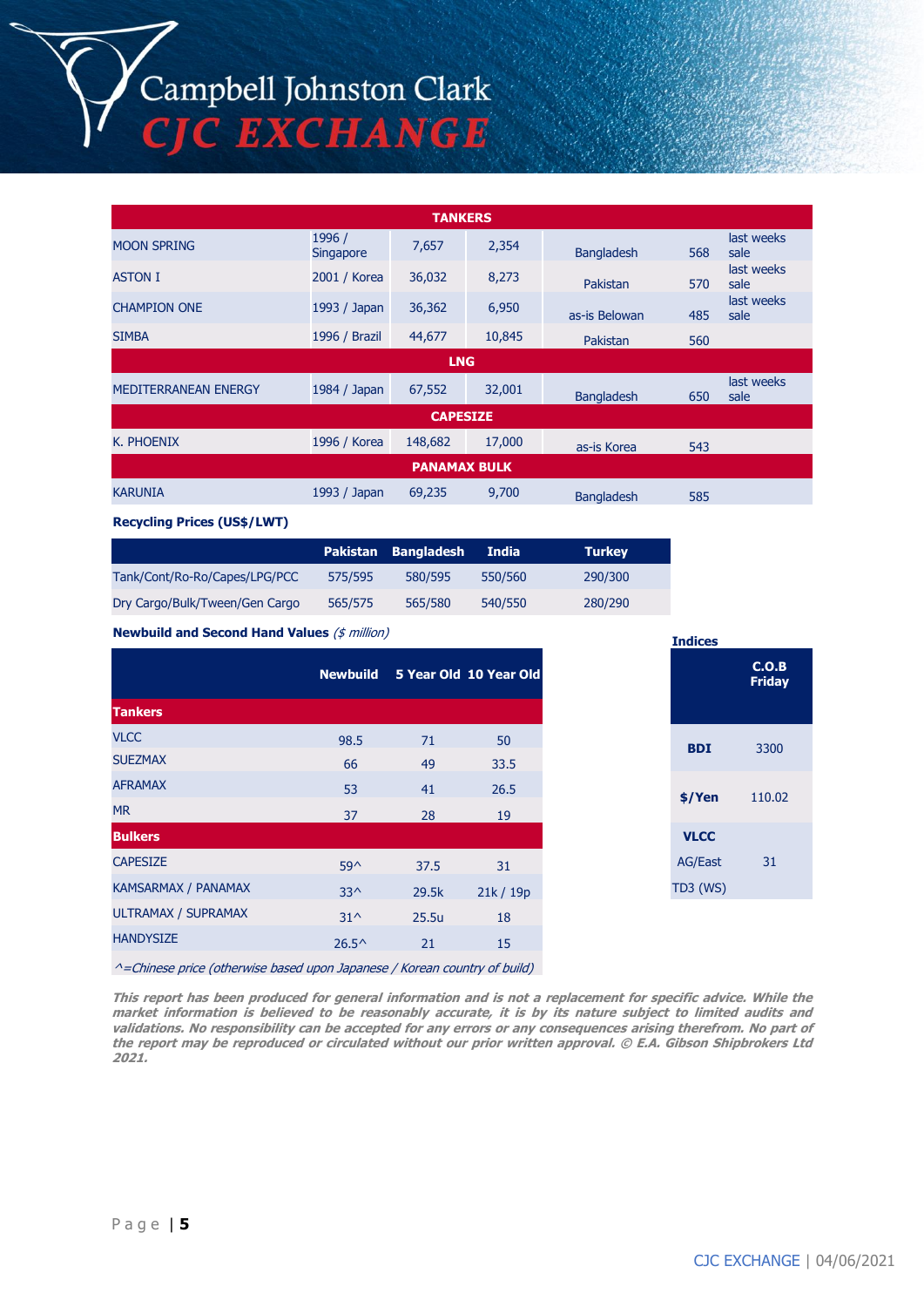| TANKERS | | | | | | |
|---|---|---|---|---|---|---|
| MOON SPRING | 1996 / Singapore | 7,657 | 2,354 | Bangladesh | 568 | last weeks sale |
| ASTON I | 2001 / Korea | 36,032 | 8,273 | Pakistan | 570 | last weeks sale |
| CHAMPION ONE | 1993 / Japan | 36,362 | 6,950 | as-is Belowan | 485 | last weeks sale |
| SIMBA | 1996 / Brazil | 44,677 | 10,845 | Pakistan | 560 | |
| **LNG** | | | | | | |
| MEDITERRANEAN ENERGY | 1984 / Japan | 67,552 | 32,001 | Bangladesh | 650 | last weeks sale |
| **CAPESIZE** | | | | | | |
| K. PHOENIX | 1996 / Korea | 148,682 | 17,000 | as-is Korea | 543 | |
| **PANAMAX BULK** | | | | | | |
| KARUNIA | 1993 / Japan | 69,235 | 9,700 | Bangladesh | 585 | |

**Recycling Prices (US$/LWT)**

| | Pakistan | Bangladesh | India | Turkey |
|---|---|---|---|---|
| Tank/Cont/Ro-Ro/Capes/LPG/PCC | 575/595 | 580/595 | 550/560 | 290/300 |
| Dry Cargo/Bulk/Tween/Gen Cargo | 565/575 | 565/580 | 540/550 | 280/290 |

**Newbuild and Second Hand Values** *($ million)*

| | Newbuild | 5 Year Old | 10 Year Old |
|---|---|---|---|
| **Tankers** | | | |
| VLCC | 98.5 | 71 | 50 |
| SUEZMAX | 66 | 49 | 33.5 |
| AFRAMAX | 53 | 41 | 26.5 |
| MR | 37 | 28 | 19 |
| **Bulkers** | | | |
| CAPESIZE | 59^ | 37.5 | 31 |
| KAMSARMAX / PANAMAX | 33^ | 29.5k | 21k / 19p |
| ULTRAMAX / SUPRAMAX | 31^ | 25.5u | 18 |
| HANDYSIZE | 26.5^ | 21 | 15 |

*^=Chinese price (otherwise based upon Japanese / Korean country of build)*

**Indices**

| | C.O.B Friday |
|---|---|
| **BDI** | 3300 |
| **$/Yen** | 110.02 |
| **VLCC** AG/East TD3 (WS) | 31 |

***This report has been produced for general information and is not a replacement for specific advice. While the market information is believed to be reasonably accurate, it is by its nature subject to limited audits and validations. No responsibility can be accepted for any errors or any consequences arising therefrom. No part of the report may be reproduced or circulated without our prior written approval. © E.A. Gibson Shipbrokers Ltd 2021.***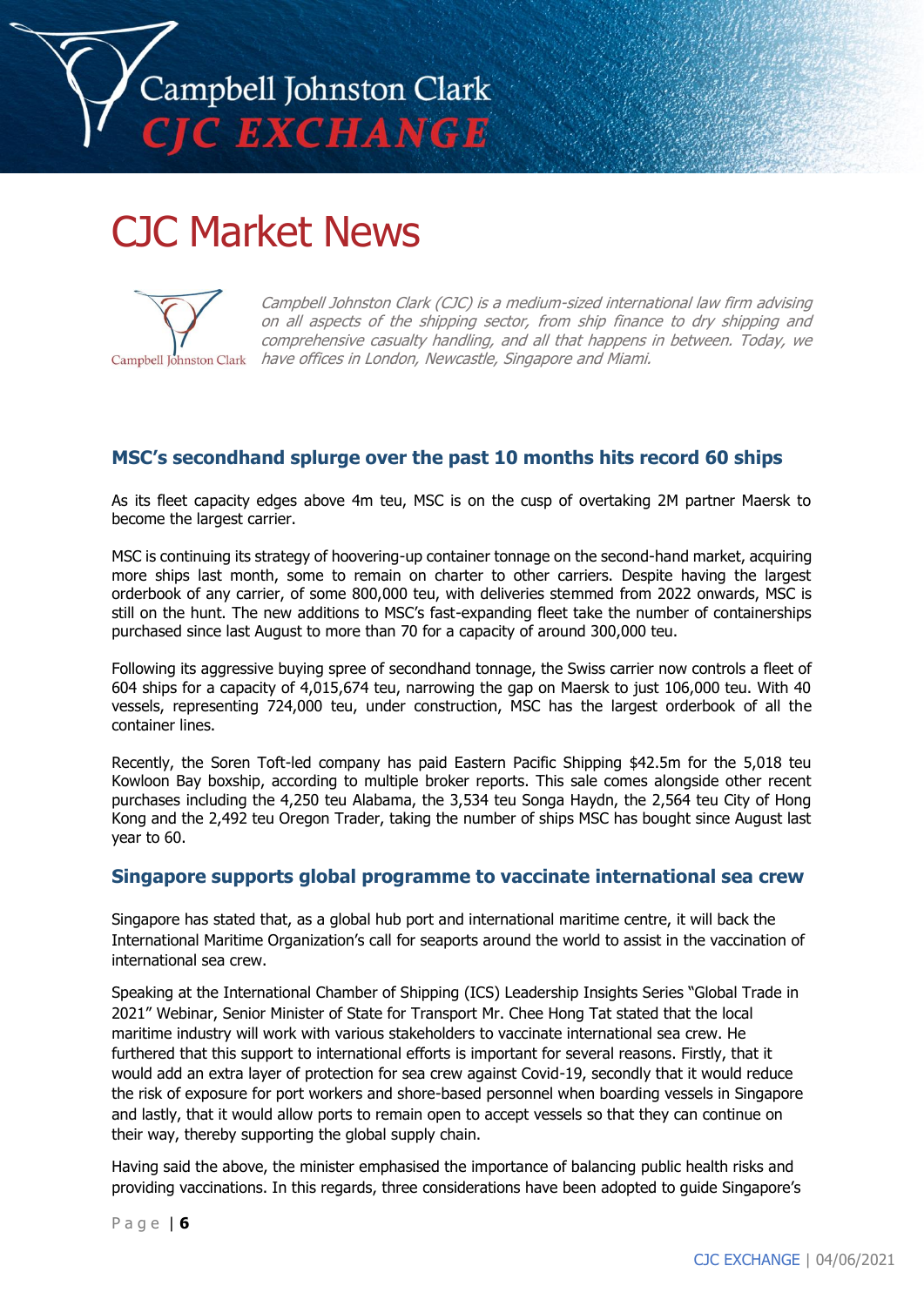# CJC Market News

*Campbell Johnston Clark (CJC) is a medium-sized international law firm advising on all aspects of the shipping sector, from ship finance to dry shipping and comprehensive casualty handling, and all that happens in between. Today, we have offices in London, Newcastle, Singapore and Miami.*

## MSC's secondhand splurge over the past 10 months hits record 60 ships

As its fleet capacity edges above 4m teu, MSC is on the cusp of overtaking 2M partner Maersk to become the largest carrier.

MSC is continuing its strategy of hoovering-up container tonnage on the second-hand market, acquiring more ships last month, some to remain on charter to other carriers. Despite having the largest orderbook of any carrier, of some 800,000 teu, with deliveries stemmed from 2022 onwards, MSC is still on the hunt. The new additions to MSC's fast-expanding fleet take the number of containerships purchased since last August to more than 70 for a capacity of around 300,000 teu.

Following its aggressive buying spree of secondhand tonnage, the Swiss carrier now controls a fleet of 604 ships for a capacity of 4,015,674 teu, narrowing the gap on Maersk to just 106,000 teu. With 40 vessels, representing 724,000 teu, under construction, MSC has the largest orderbook of all the container lines.

Recently, the Soren Toft-led company has paid Eastern Pacific Shipping $42.5m for the 5,018 teu Kowloon Bay boxship, according to multiple broker reports. This sale comes alongside other recent purchases including the 4,250 teu Alabama, the 3,534 teu Songa Haydn, the 2,564 teu City of Hong Kong and the 2,492 teu Oregon Trader, taking the number of ships MSC has bought since August last year to 60.

## Singapore supports global programme to vaccinate international sea crew

Singapore has stated that, as a global hub port and international maritime centre, it will back the International Maritime Organization's call for seaports around the world to assist in the vaccination of international sea crew.

Speaking at the International Chamber of Shipping (ICS) Leadership Insights Series "Global Trade in 2021" Webinar, Senior Minister of State for Transport Mr. Chee Hong Tat stated that the local maritime industry will work with various stakeholders to vaccinate international sea crew. He furthered that this support to international efforts is important for several reasons. Firstly, that it would add an extra layer of protection for sea crew against Covid-19, secondly that it would reduce the risk of exposure for port workers and shore-based personnel when boarding vessels in Singapore and lastly, that it would allow ports to remain open to accept vessels so that they can continue on their way, thereby supporting the global supply chain.

Having said the above, the minister emphasised the importance of balancing public health risks and providing vaccinations. In this regards, three considerations have been adopted to guide Singapore's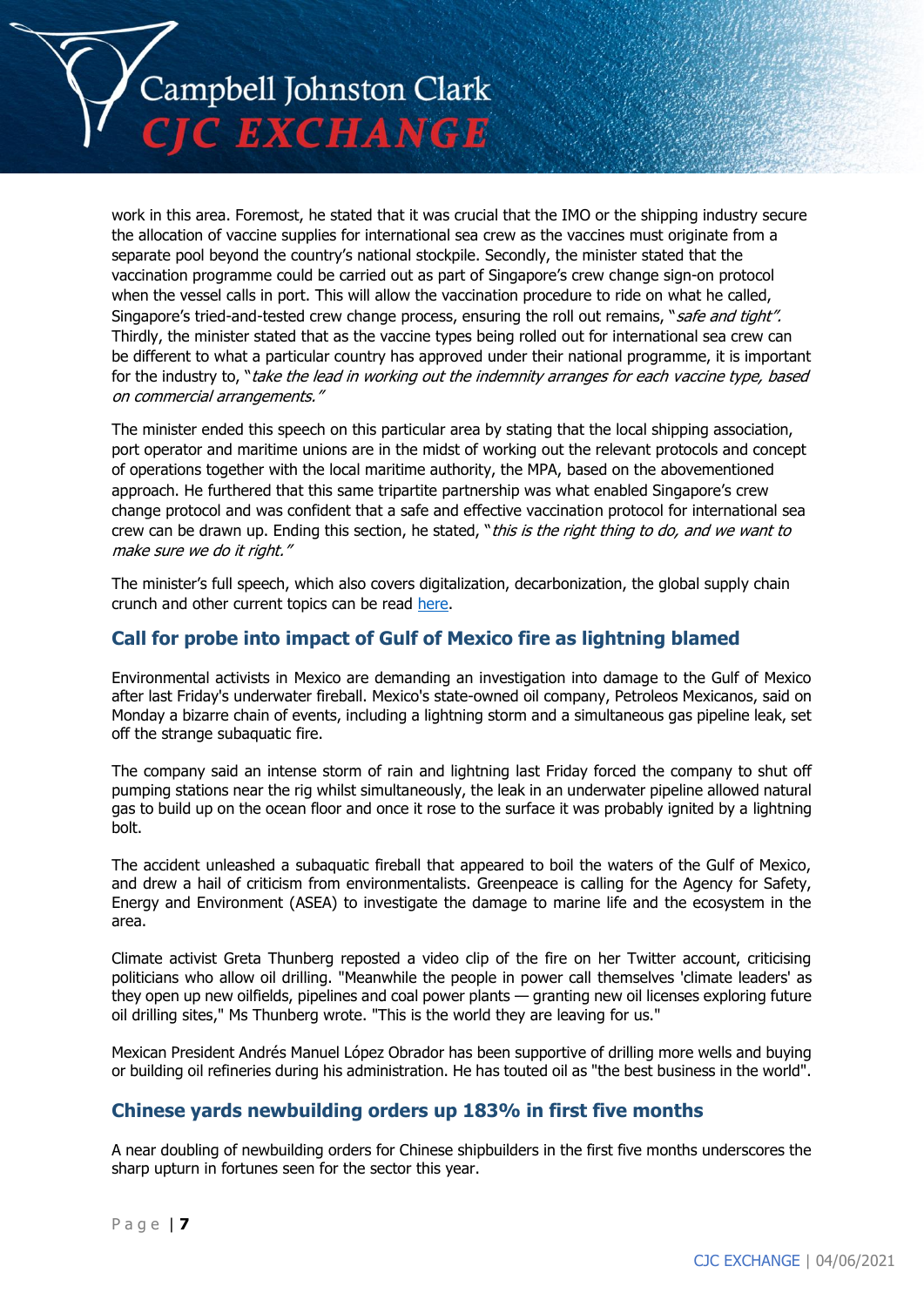work in this area. Foremost, he stated that it was crucial that the IMO or the shipping industry secure the allocation of vaccine supplies for international sea crew as the vaccines must originate from a separate pool beyond the country's national stockpile. Secondly, the minister stated that the vaccination programme could be carried out as part of Singapore's crew change sign-on protocol when the vessel calls in port. This will allow the vaccination procedure to ride on what he called, Singapore's tried-and-tested crew change process, ensuring the roll out remains, "*safe and tight".* Thirdly, the minister stated that as the vaccine types being rolled out for international sea crew can be different to what a particular country has approved under their national programme, it is important for the industry to, "*take the lead in working out the indemnity arranges for each vaccine type, based on commercial arrangements."*

The minister ended this speech on this particular area by stating that the local shipping association, port operator and maritime unions are in the midst of working out the relevant protocols and concept of operations together with the local maritime authority, the MPA, based on the abovementioned approach. He furthered that this same tripartite partnership was what enabled Singapore's crew change protocol and was confident that a safe and effective vaccination protocol for international sea crew can be drawn up. Ending this section, he stated, "*this is the right thing to do, and we want to make sure we do it right."*

The minister's full speech, which also covers digitalization, decarbonization, the global supply chain crunch and other current topics can be read here.

## Call for probe into impact of Gulf of Mexico fire as lightning blamed

Environmental activists in Mexico are demanding an investigation into damage to the Gulf of Mexico after last Friday's underwater fireball. Mexico's state-owned oil company, Petroleos Mexicanos, said on Monday a bizarre chain of events, including a lightning storm and a simultaneous gas pipeline leak, set off the strange subaquatic fire.

The company said an intense storm of rain and lightning last Friday forced the company to shut off pumping stations near the rig whilst simultaneously, the leak in an underwater pipeline allowed natural gas to build up on the ocean floor and once it rose to the surface it was probably ignited by a lightning bolt.

The accident unleashed a subaquatic fireball that appeared to boil the waters of the Gulf of Mexico, and drew a hail of criticism from environmentalists. Greenpeace is calling for the Agency for Safety, Energy and Environment (ASEA) to investigate the damage to marine life and the ecosystem in the area.

Climate activist Greta Thunberg reposted a video clip of the fire on her Twitter account, criticising politicians who allow oil drilling. "Meanwhile the people in power call themselves 'climate leaders' as they open up new oilfields, pipelines and coal power plants — granting new oil licenses exploring future oil drilling sites," Ms Thunberg wrote. "This is the world they are leaving for us."

Mexican President Andrés Manuel López Obrador has been supportive of drilling more wells and buying or building oil refineries during his administration. He has touted oil as "the best business in the world".

## Chinese yards newbuilding orders up 183% in first five months

A near doubling of newbuilding orders for Chinese shipbuilders in the first five months underscores the sharp upturn in fortunes seen for the sector this year.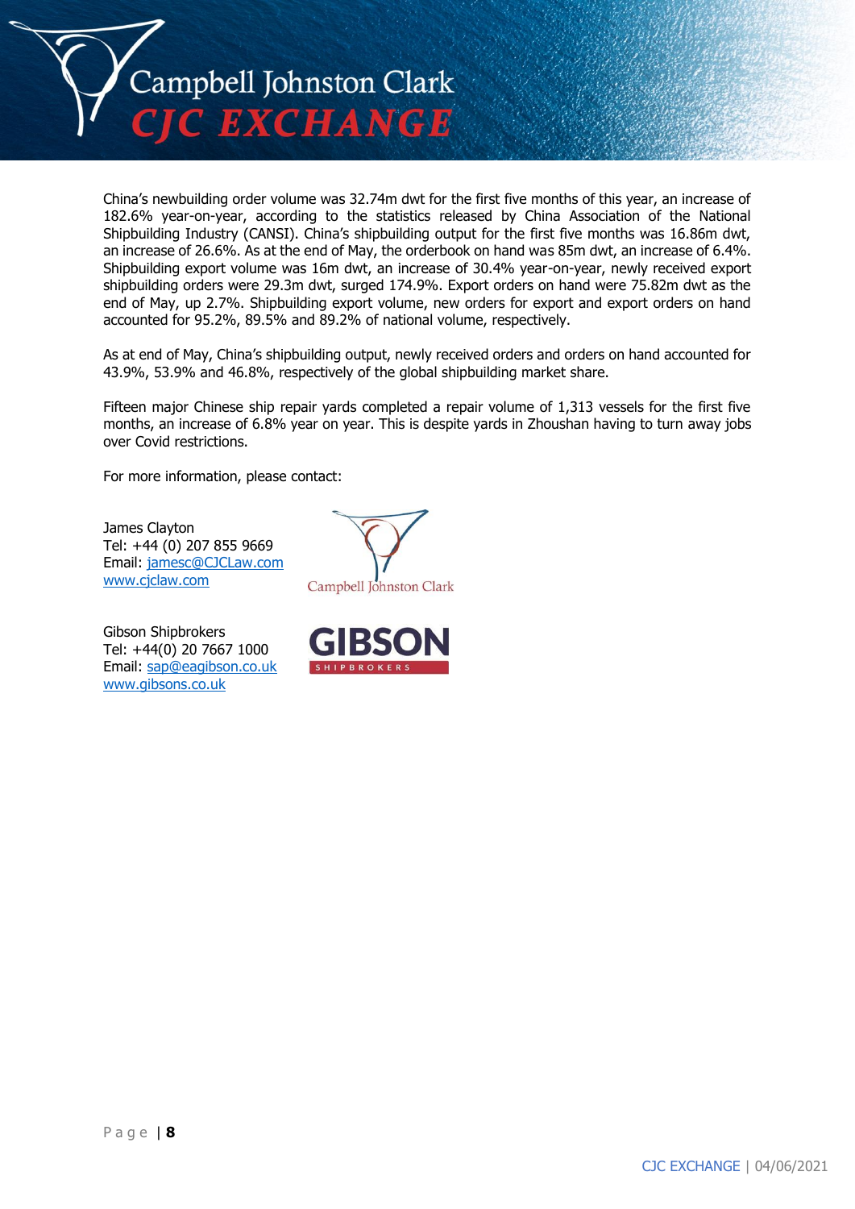China's newbuilding order volume was 32.74m dwt for the first five months of this year, an increase of 182.6% year-on-year, according to the statistics released by China Association of the National Shipbuilding Industry (CANSI). China's shipbuilding output for the first five months was 16.86m dwt, an increase of 26.6%. As at the end of May, the orderbook on hand was 85m dwt, an increase of 6.4%. Shipbuilding export volume was 16m dwt, an increase of 30.4% year-on-year, newly received export shipbuilding orders were 29.3m dwt, surged 174.9%. Export orders on hand were 75.82m dwt as the end of May, up 2.7%. Shipbuilding export volume, new orders for export and export orders on hand accounted for 95.2%, 89.5% and 89.2% of national volume, respectively.

As at end of May, China's shipbuilding output, newly received orders and orders on hand accounted for 43.9%, 53.9% and 46.8%, respectively of the global shipbuilding market share.

Fifteen major Chinese ship repair yards completed a repair volume of 1,313 vessels for the first five months, an increase of 6.8% year on year. This is despite yards in Zhoushan having to turn away jobs over Covid restrictions.

For more information, please contact:

James Clayton
Tel: +44 (0) 207 855 9669
Email: jamesc@CJCLaw.com
www.cjclaw.com

Campbell Johnston Clark

Gibson Shipbrokers
Tel: +44(0) 20 7667 1000
Email: sap@eagibson.co.uk
www.gibsons.co.uk

GIBSON SHIPBROKERS